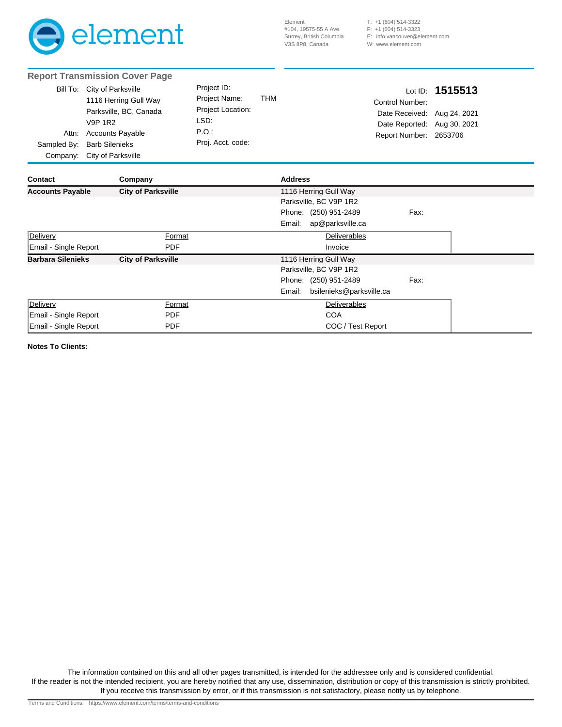element

Element
#104, 19575-55 A Ave.
Surrey, British Columbia
V3S 8P8, Canada

T: +1 (604) 514-3322
F: +1 (604) 514-3323
E: info.vancouver@element.com
W: www.element.com

## Report Transmission Cover Page

Bill To: City of Parksville
1116 Herring Gull Way
Parksville, BC, Canada
V9P 1R2
Attn: Accounts Payable
Sampled By: Barb Silenieks
Company: City of Parksville

Project ID:
Project Name: THM
Project Location:
LSD:
P.O.:
Proj. Acct. code:

Lot ID: **1515513**
Control Number:
Date Received: Aug 24, 2021
Date Reported: Aug 30, 2021
Report Number: 2653706

| Contact | Company | Address | |
|---|---|---|---|
| **Accounts Payable** | **City of Parksville** | 1116 Herring Gull Way | |
| | | Parksville, BC V9P 1R2 | |
| | | Phone: (250) 951-2489 | Fax: |
| | | Email: ap@parksville.ca | |

| Delivery | Format | Deliverables |
|---|---|---|
| Email - Single Report | PDF | Invoice |

| Contact | Company | Address | |
|---|---|---|---|
| **Barbara Silenieks** | **City of Parksville** | 1116 Herring Gull Way | |
| | | Parksville, BC V9P 1R2 | |
| | | Phone: (250) 951-2489 | Fax: |
| | | Email: bsilenieks@parksville.ca | |

| Delivery | Format | Deliverables |
|---|---|---|
| Email - Single Report | PDF | COA |
| Email - Single Report | PDF | COC / Test Report |

**Notes To Clients:**

The information contained on this and all other pages transmitted, is intended for the addressee only and is considered confidential.
If the reader is not the intended recipient, you are hereby notified that any use, dissemination, distribution or copy of this transmission is strictly prohibited.
If you receive this transmission by error, or if this transmission is not satisfactory, please notify us by telephone.

Terms and Conditions: https://www.element.com/terms/terms-and-conditions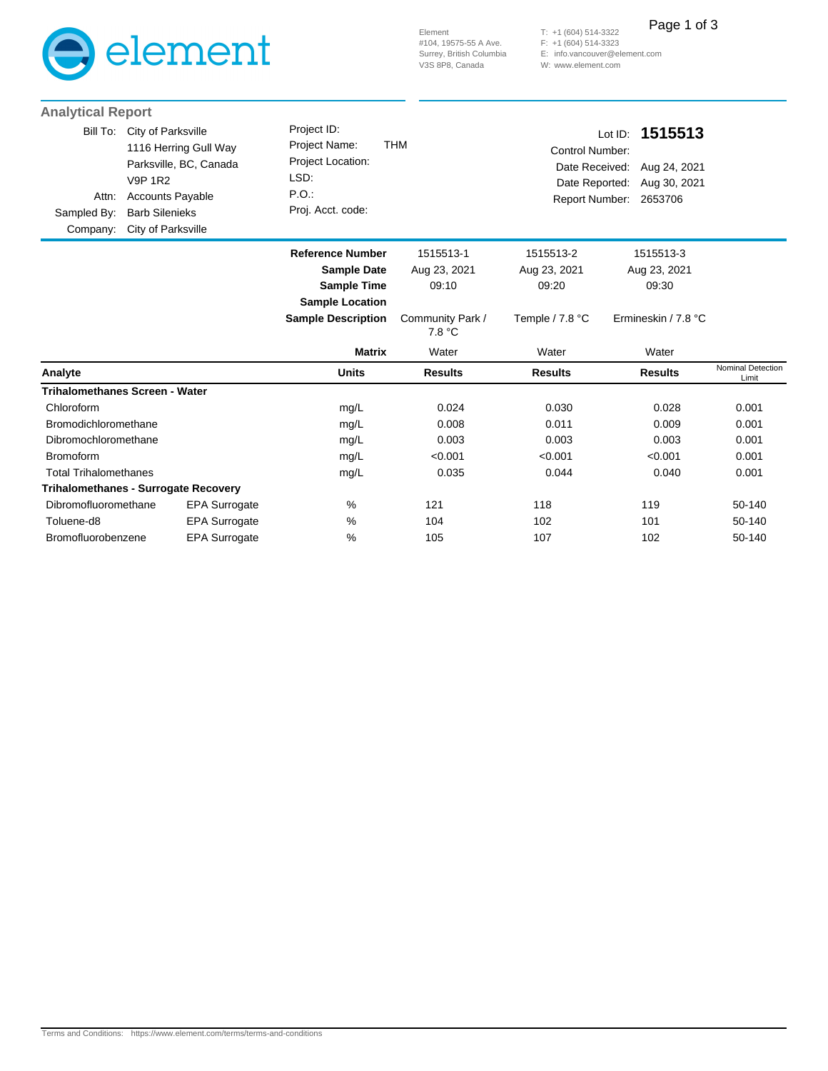element

Element
#104, 19575-55 A Ave.
Surrey, British Columbia
V3S 8P8, Canada

T: +1 (604) 514-3322
F: +1 (604) 514-3323
E: info.vancouver@element.com
W: www.element.com

## Analytical Report

| | |
|---|---|
| Bill To: | City of Parksville<br>1116 Herring Gull Way<br>Parksville, BC, Canada<br>V9P 1R2 |
| Attn: | Accounts Payable |
| Sampled By: | Barb Silenieks |
| Company: | City of Parksville |

| | |
|---|---|
| Project ID: | |
| Project Name: | THM |
| Project Location: | |
| LSD: | |
| P.O.: | |
| Proj. Acct. code: | |

| | |
|---|---|
| Lot ID: | **1515513** |
| Control Number: | |
| Date Received: | Aug 24, 2021 |
| Date Reported: | Aug 30, 2021 |
| Report Number: | 2653706 |

| | | **Reference Number** | 1515513-1 | 1515513-2 | 1515513-3 | |
|---|---|---|---|---|---|---|
| | | **Sample Date** | Aug 23, 2021 | Aug 23, 2021 | Aug 23, 2021 | |
| | | **Sample Time** | 09:10 | 09:20 | 09:30 | |
| | | **Sample Location** | | | | |
| | | **Sample Description** | Community Park / 7.8 °C | Temple / 7.8 °C | Ermineskin / 7.8 °C | |
| | | **Matrix** | Water | Water | Water | |
| **Analyte** | | **Units** | **Results** | **Results** | **Results** | Nominal Detection Limit |
| **Trihalomethanes Screen - Water** | | | | | | |
| Chloroform | | mg/L | 0.024 | 0.030 | 0.028 | 0.001 |
| Bromodichloromethane | | mg/L | 0.008 | 0.011 | 0.009 | 0.001 |
| Dibromochloromethane | | mg/L | 0.003 | 0.003 | 0.003 | 0.001 |
| Bromoform | | mg/L | <0.001 | <0.001 | <0.001 | 0.001 |
| Total Trihalomethanes | | mg/L | 0.035 | 0.044 | 0.040 | 0.001 |
| **Trihalomethanes - Surrogate Recovery** | | | | | | |
| Dibromofluoromethane | EPA Surrogate | % | 121 | 118 | 119 | 50-140 |
| Toluene-d8 | EPA Surrogate | % | 104 | 102 | 101 | 50-140 |
| Bromofluorobenzene | EPA Surrogate | % | 105 | 107 | 102 | 50-140 |

Terms and Conditions: https://www.element.com/terms/terms-and-conditions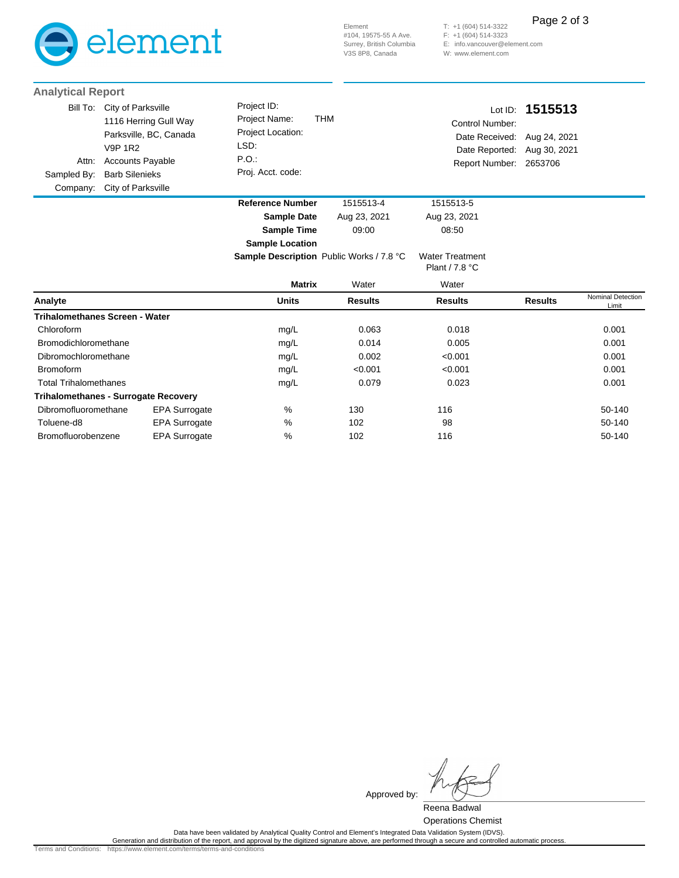element

Element
#104, 19575-55 A Ave.
Surrey, British Columbia
V3S 8P8, Canada

T: +1 (604) 514-3322
F: +1 (604) 514-3323
E: info.vancouver@element.com
W: www.element.com

## Analytical Report

| | | | | | |
|---|---|---|---|---|---|
| Bill To: | City of Parksville | Project ID: | | Lot ID: | **1515513** |
| | 1116 Herring Gull Way | Project Name: | THM | Control Number: | |
| | Parksville, BC, Canada | Project Location: | | Date Received: | Aug 24, 2021 |
| | V9P 1R2 | LSD: | | Date Reported: | Aug 30, 2021 |
| Attn: | Accounts Payable | P.O.: | | Report Number: | 2653706 |
| Sampled By: | Barb Silenieks | Proj. Acct. code: | | | |
| Company: | City of Parksville | | | | |

| | | | | | | |
|---|---|---|---|---|---|---|
| | | **Reference Number** | 1515513-4 | 1515513-5 | | |
| | | **Sample Date** | Aug 23, 2021 | Aug 23, 2021 | | |
| | | **Sample Time** | 09:00 | 08:50 | | |
| | | **Sample Location** | | | | |
| | | **Sample Description** | Public Works / 7.8 °C | Water Treatment Plant / 7.8 °C | | |
| | | **Matrix** | Water | Water | | |
| **Analyte** | | **Units** | **Results** | **Results** | **Results** | Nominal Detection Limit |
| **Trihalomethanes Screen - Water** | | | | | | |
| Chloroform | | mg/L | 0.063 | 0.018 | | 0.001 |
| Bromodichloromethane | | mg/L | 0.014 | 0.005 | | 0.001 |
| Dibromochloromethane | | mg/L | 0.002 | <0.001 | | 0.001 |
| Bromoform | | mg/L | <0.001 | <0.001 | | 0.001 |
| Total Trihalomethanes | | mg/L | 0.079 | 0.023 | | 0.001 |
| **Trihalomethanes - Surrogate Recovery** | | | | | | |
| Dibromofluoromethane | EPA Surrogate | % | 130 | 116 | | 50-140 |
| Toluene-d8 | EPA Surrogate | % | 102 | 98 | | 50-140 |
| Bromofluorobenzene | EPA Surrogate | % | 102 | 116 | | 50-140 |

Approved by:

Reena Badwal
Operations Chemist

Data have been validated by Analytical Quality Control and Element's Integrated Data Validation System (IDVS).
Generation and distribution of the report, and approval by the digitized signature above, are performed through a secure and controlled automatic process.

Terms and Conditions: https://www.element.com/terms/terms-and-conditions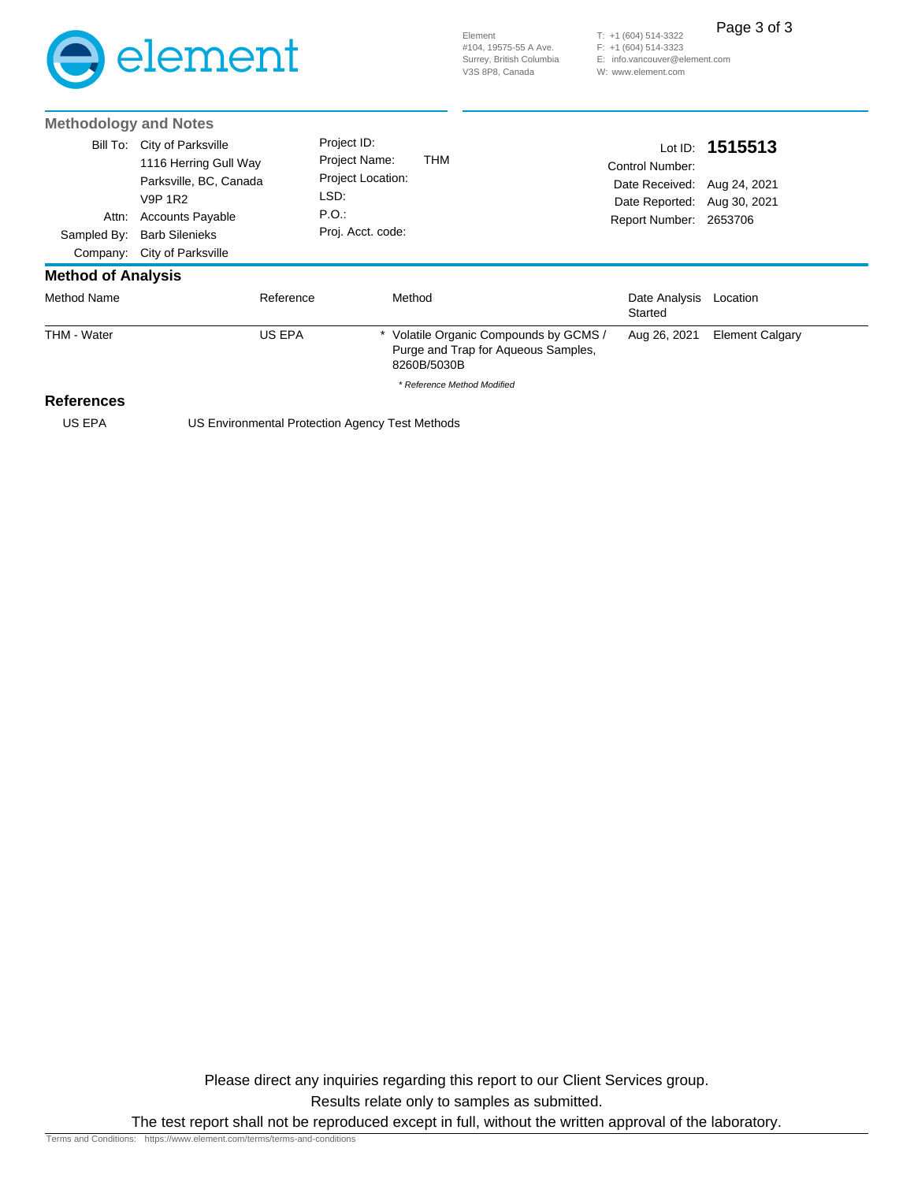element

Element
#104, 19575-55 A Ave.
Surrey, British Columbia
V3S 8P8, Canada

T: +1 (604) 514-3322
F: +1 (604) 514-3323
E: info.vancouver@element.com
W: www.element.com

## Methodology and Notes

| | | | | | |
|---|---|---|---|---|---|
| Bill To: | City of Parksville | Project ID: | | Lot ID: | **1515513** |
| | 1116 Herring Gull Way | Project Name: | THM | Control Number: | |
| | Parksville, BC, Canada | Project Location: | | Date Received: | Aug 24, 2021 |
| | V9P 1R2 | LSD: | | Date Reported: | Aug 30, 2021 |
| Attn: | Accounts Payable | P.O.: | | Report Number: | 2653706 |
| Sampled By: | Barb Silenieks | Proj. Acct. code: | | | |
| Company: | City of Parksville | | | | |

## Method of Analysis

| Method Name | Reference | Method | Date Analysis Started | Location |
|---|---|---|---|---|
| THM - Water | US EPA | * Volatile Organic Compounds by GCMS / Purge and Trap for Aqueous Samples, 8260B/5030B | Aug 26, 2021 | Element Calgary |

*\* Reference Method Modified*

## References

| | |
|---|---|
| US EPA | US Environmental Protection Agency Test Methods |

Please direct any inquiries regarding this report to our Client Services group.
Results relate only to samples as submitted.
The test report shall not be reproduced except in full, without the written approval of the laboratory.

Terms and Conditions: https://www.element.com/terms/terms-and-conditions